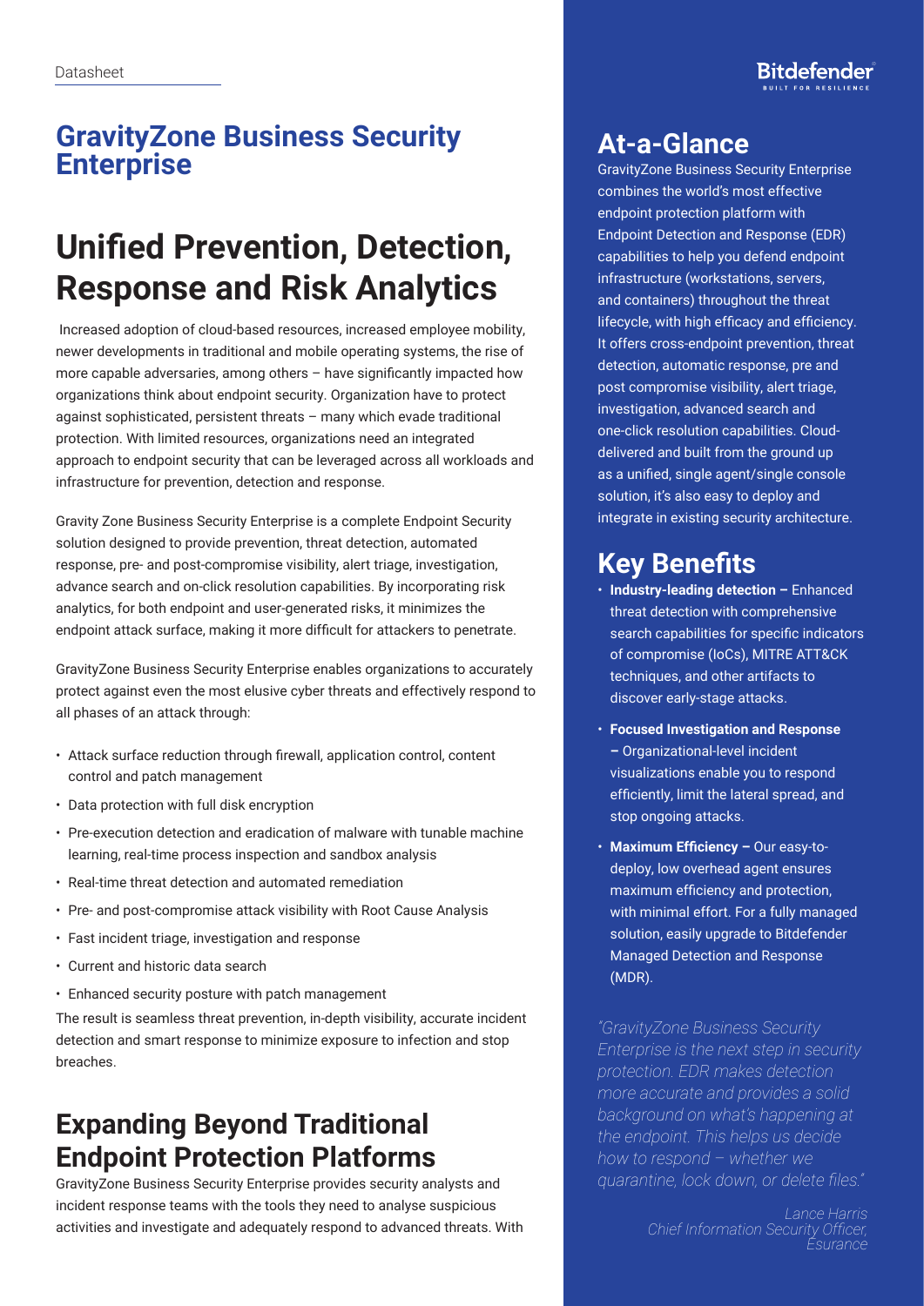Datasheet

# GravityZone Business Security Enterprise

## Unified Prevention, Detection, Response and Risk Analytics

Increased adoption of cloud-based resources, increased employee mobility, newer developments in traditional and mobile operating systems, the rise of more capable adversaries, among others – have significantly impacted how organizations think about endpoint security. Organization have to protect against sophisticated, persistent threats – many which evade traditional protection. With limited resources, organizations need an integrated approach to endpoint security that can be leveraged across all workloads and infrastructure for prevention, detection and response.

Gravity Zone Business Security Enterprise is a complete Endpoint Security solution designed to provide prevention, threat detection, automated response, pre- and post-compromise visibility, alert triage, investigation, advance search and on-click resolution capabilities. By incorporating risk analytics, for both endpoint and user-generated risks, it minimizes the endpoint attack surface, making it more difficult for attackers to penetrate.

GravityZone Business Security Enterprise enables organizations to accurately protect against even the most elusive cyber threats and effectively respond to all phases of an attack through:

- Attack surface reduction through firewall, application control, content control and patch management
- Data protection with full disk encryption
- Pre-execution detection and eradication of malware with tunable machine learning, real-time process inspection and sandbox analysis
- Real-time threat detection and automated remediation
- Pre- and post-compromise attack visibility with Root Cause Analysis
- Fast incident triage, investigation and response
- Current and historic data search
- Enhanced security posture with patch management

The result is seamless threat prevention, in-depth visibility, accurate incident detection and smart response to minimize exposure to infection and stop breaches.

## Expanding Beyond Traditional Endpoint Protection Platforms

GravityZone Business Security Enterprise provides security analysts and incident response teams with the tools they need to analyse suspicious activities and investigate and adequately respond to advanced threats. With

## At-a-Glance

GravityZone Business Security Enterprise combines the world's most effective endpoint protection platform with Endpoint Detection and Response (EDR) capabilities to help you defend endpoint infrastructure (workstations, servers, and containers) throughout the threat lifecycle, with high efficacy and efficiency. It offers cross-endpoint prevention, threat detection, automatic response, pre and post compromise visibility, alert triage, investigation, advanced search and one-click resolution capabilities. Cloud-delivered and built from the ground up as a unified, single agent/single console solution, it's also easy to deploy and integrate in existing security architecture.

## Key Benefits

- **Industry-leading detection –** Enhanced threat detection with comprehensive search capabilities for specific indicators of compromise (IoCs), MITRE ATT&CK techniques, and other artifacts to discover early-stage attacks.
- **Focused Investigation and Response –** Organizational-level incident visualizations enable you to respond efficiently, limit the lateral spread, and stop ongoing attacks.
- **Maximum Efficiency –** Our easy-to-deploy, low overhead agent ensures maximum efficiency and protection, with minimal effort. For a fully managed solution, easily upgrade to Bitdefender Managed Detection and Response (MDR).

*"GravityZone Business Security Enterprise is the next step in security protection. EDR makes detection more accurate and provides a solid background on what's happening at the endpoint. This helps us decide how to respond – whether we quarantine, lock down, or delete files."*

*Lance Harris*
*Chief Information Security Officer, Esurance*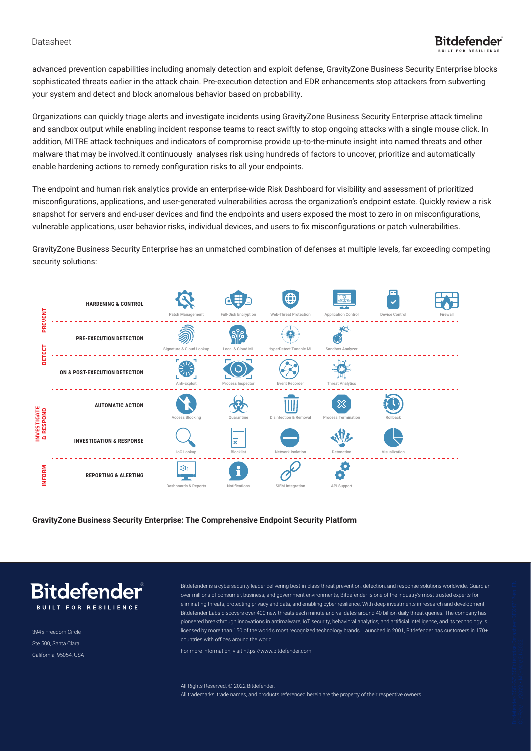advanced prevention capabilities including anomaly detection and exploit defense, GravityZone Business Security Enterprise blocks sophisticated threats earlier in the attack chain. Pre-execution detection and EDR enhancements stop attackers from subverting your system and detect and block anomalous behavior based on probability.

Organizations can quickly triage alerts and investigate incidents using GravityZone Business Security Enterprise attack timeline and sandbox output while enabling incident response teams to react swiftly to stop ongoing attacks with a single mouse click. In addition, MITRE attack techniques and indicators of compromise provide up-to-the-minute insight into named threats and other malware that may be involved.it continuously analyses risk using hundreds of factors to uncover, prioritize and automatically enable hardening actions to remedy configuration risks to all your endpoints.

The endpoint and human risk analytics provide an enterprise-wide Risk Dashboard for visibility and assessment of prioritized misconfigurations, applications, and user-generated vulnerabilities across the organization's endpoint estate. Quickly review a risk snapshot for servers and end-user devices and find the endpoints and users exposed the most to zero in on misconfigurations, vulnerable applications, user behavior risks, individual devices, and users to fix misconfigurations or patch vulnerabilities.

GravityZone Business Security Enterprise has an unmatched combination of defenses at multiple levels, far exceeding competing security solutions:

PREVENT

HARDENING & CONTROL: Patch Management, Full-Disk Encryption, Web-Threat Protection, Application Control, Device Control, Firewall

DETECT

PRE-EXECUTION DETECTION: Signature & Cloud Lookup, Local & Cloud ML, HyperDetect Tunable ML, Sandbox Analyzer

ON & POST-EXECUTION DETECTION: Anti-Exploit, Process Inspector, Event Recorder, Threat Analytics

INVESTIGATE & RESPOND

AUTOMATIC ACTION: Access Blocking, Quarantine, Disinfection & Removal, Process Termination, Rollback

INVESTIGATION & RESPONSE: IoC Lookup, Blocklist, Network Isolation, Detonation, Visualization

INFORM

REPORTING & ALERTING: Dashboards & Reports, Notifications, SIEM Integration, API Support

**GravityZone Business Security Enterprise: The Comprehensive Endpoint Security Platform**

**Bitdefender**
BUILT FOR RESILIENCE

3945 Freedom Circle
Ste 500, Santa Clara
California, 95054, USA

Bitdefender is a cybersecurity leader delivering best-in-class threat prevention, detection, and response solutions worldwide. Guardian over millions of consumer, business, and government environments, Bitdefender is one of the industry's most trusted experts for eliminating threats, protecting privacy and data, and enabling cyber resilience. With deep investments in research and development, Bitdefender Labs discovers over 400 new threats each minute and validates around 40 billion daily threat queries. The company has pioneered breakthrough innovations in antimalware, IoT security, behavioral analytics, and artificial intelligence, and its technology is licensed by more than 150 of the world's most recognized technology brands. Launched in 2001, Bitdefender has customers in 170+ countries with offices around the world.

For more information, visit https://www.bitdefender.com.

All Rights Reserved. © 2022 Bitdefender.
All trademarks, trade names, and products referenced herein are the property of their respective owners.